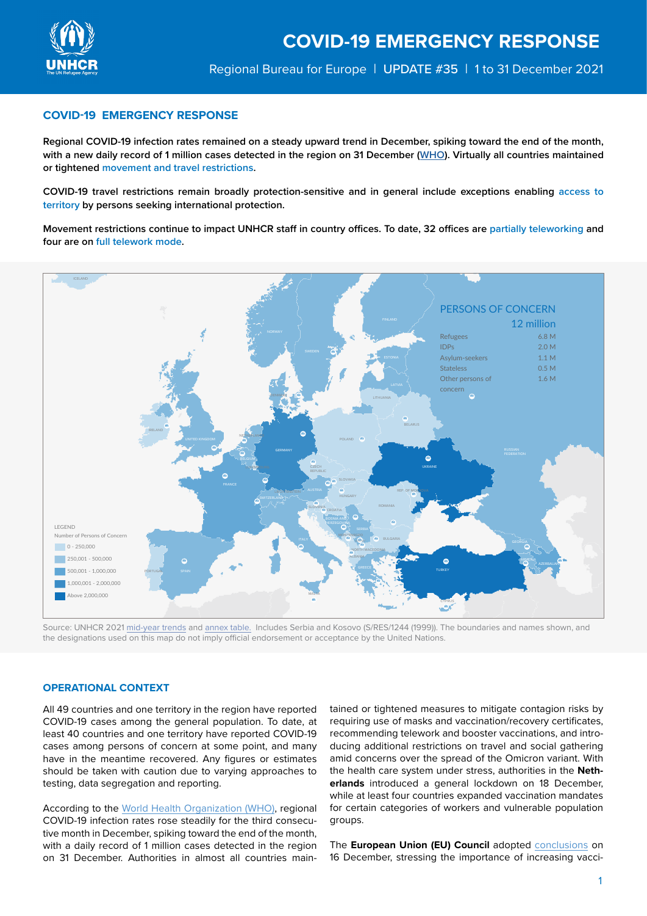# COVID-19 EMERGENCY RESPONSE

Regional Bureau for Europe | UPDATE #35 | 1 to 31 December 2021

## COVID-19 EMERGENCY RESPONSE

**Regional COVID-19 infection rates remained on a steady upward trend in December, spiking toward the end of the month, with a new daily record of 1 million cases detected in the region on 31 December (WHO). Virtually all countries maintained or tightened movement and travel restrictions.**

**COVID-19 travel restrictions remain broadly protection-sensitive and in general include exceptions enabling access to territory by persons seeking international protection.**

**Movement restrictions continue to impact UNHCR staff in country offices. To date, 32 offices are partially teleworking and four are on full telework mode.**

PERSONS OF CONCERN

12 million

| | |
|---|---|
| Refugees | 6.8 M |
| IDPs | 2.0 M |
| Asylum-seekers | 1.1 M |
| Stateless | 0.5 M |
| Other persons of concern | 1.6 M |

LEGEND

Number of Persons of Concern

- 0 - 250,000
- 250,001 - 500,000
- 500,001 - 1,000,000
- 1,000,001 - 2,000,000
- Above 2,000,000

Source: UNHCR 2021 mid-year trends and annex table. Includes Serbia and Kosovo (S/RES/1244 (1999)). The boundaries and names shown, and the designations used on this map do not imply official endorsement or acceptance by the United Nations.

## OPERATIONAL CONTEXT

All 49 countries and one territory in the region have reported COVID-19 cases among the general population. To date, at least 40 countries and one territory have reported COVID-19 cases among persons of concern at some point, and many have in the meantime recovered. Any figures or estimates should be taken with caution due to varying approaches to testing, data segregation and reporting.

According to the World Health Organization (WHO), regional COVID-19 infection rates rose steadily for the third consecutive month in December, spiking toward the end of the month, with a daily record of 1 million cases detected in the region on 31 December. Authorities in almost all countries maintained or tightened measures to mitigate contagion risks by requiring use of masks and vaccination/recovery certificates, recommending telework and booster vaccinations, and introducing additional restrictions on travel and social gathering amid concerns over the spread of the Omicron variant. With the health care system under stress, authorities in the **Netherlands** introduced a general lockdown on 18 December, while at least four countries expanded vaccination mandates for certain categories of workers and vulnerable population groups.

The **European Union (EU) Council** adopted conclusions on 16 December, stressing the importance of increasing vacci-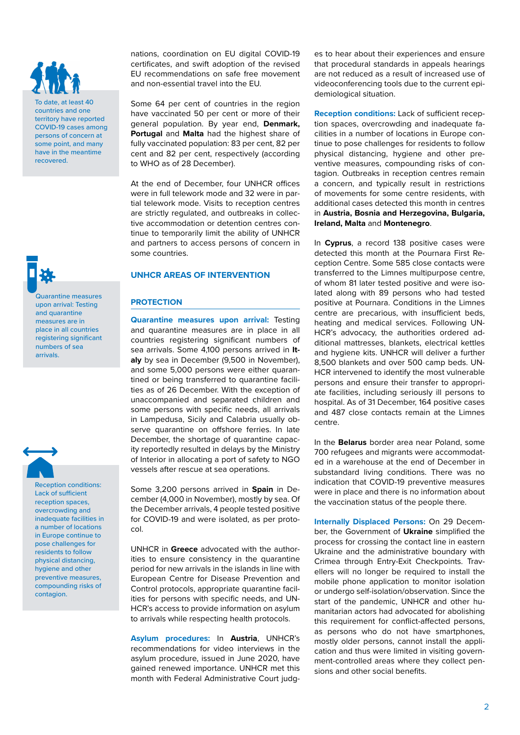> To date, at least 40 countries and one territory have reported COVID-19 cases among persons of concern at some point, and many have in the meantime recovered.

> Quarantine measures upon arrival: Testing and quarantine measures are in place in all countries registering significant numbers of sea arrivals.

> Reception conditions: Lack of sufficient reception spaces, overcrowding and inadequate facilities in a number of locations in Europe continue to pose challenges for residents to follow physical distancing, hygiene and other preventive measures, compounding risks of contagion.

nations, coordination on EU digital COVID-19 certificates, and swift adoption of the revised EU recommendations on safe free movement and non-essential travel into the EU.

Some 64 per cent of countries in the region have vaccinated 50 per cent or more of their general population. By year end, **Denmark, Portugal** and **Malta** had the highest share of fully vaccinated population: 83 per cent, 82 per cent and 82 per cent, respectively (according to WHO as of 28 December).

At the end of December, four UNHCR offices were in full telework mode and 32 were in partial telework mode. Visits to reception centres are strictly regulated, and outbreaks in collective accommodation or detention centres continue to temporarily limit the ability of UNHCR and partners to access persons of concern in some countries.

## UNHCR AREAS OF INTERVENTION

### PROTECTION

**Quarantine measures upon arrival:** Testing and quarantine measures are in place in all countries registering significant numbers of sea arrivals. Some 4,100 persons arrived in **Italy** by sea in December (9,500 in November), and some 5,000 persons were either quarantined or being transferred to quarantine facilities as of 26 December. With the exception of unaccompanied and separated children and some persons with specific needs, all arrivals in Lampedusa, Sicily and Calabria usually observe quarantine on offshore ferries. In late December, the shortage of quarantine capacity reportedly resulted in delays by the Ministry of Interior in allocating a port of safety to NGO vessels after rescue at sea operations.

Some 3,200 persons arrived in **Spain** in December (4,000 in November), mostly by sea. Of the December arrivals, 4 people tested positive for COVID-19 and were isolated, as per protocol.

UNHCR in **Greece** advocated with the authorities to ensure consistency in the quarantine period for new arrivals in the islands in line with European Centre for Disease Prevention and Control protocols, appropriate quarantine facilities for persons with specific needs, and UNHCR's access to provide information on asylum to arrivals while respecting health protocols.

**Asylum procedures:** In **Austria**, UNHCR's recommendations for video interviews in the asylum procedure, issued in June 2020, have gained renewed importance. UNHCR met this month with Federal Administrative Court judges to hear about their experiences and ensure that procedural standards in appeals hearings are not reduced as a result of increased use of videoconferencing tools due to the current epidemiological situation.

**Reception conditions:** Lack of sufficient reception spaces, overcrowding and inadequate facilities in a number of locations in Europe continue to pose challenges for residents to follow physical distancing, hygiene and other preventive measures, compounding risks of contagion. Outbreaks in reception centres remain a concern, and typically result in restrictions of movements for some centre residents, with additional cases detected this month in centres in **Austria, Bosnia and Herzegovina, Bulgaria, Ireland, Malta** and **Montenegro**.

In **Cyprus**, a record 138 positive cases were detected this month at the Pournara First Reception Centre. Some 585 close contacts were transferred to the Limnes multipurpose centre, of whom 81 later tested positive and were isolated along with 89 persons who had tested positive at Pournara. Conditions in the Limnes centre are precarious, with insufficient beds, heating and medical services. Following UNHCR's advocacy, the authorities ordered additional mattresses, blankets, electrical kettles and hygiene kits. UNHCR will deliver a further 8,500 blankets and over 500 camp beds. UNHCR intervened to identify the most vulnerable persons and ensure their transfer to appropriate facilities, including seriously ill persons to hospital. As of 31 December, 164 positive cases and 487 close contacts remain at the Limnes centre.

In the **Belarus** border area near Poland, some 700 refugees and migrants were accommodated in a warehouse at the end of December in substandard living conditions. There was no indication that COVID-19 preventive measures were in place and there is no information about the vaccination status of the people there.

**Internally Displaced Persons:** On 29 December, the Government of **Ukraine** simplified the process for crossing the contact line in eastern Ukraine and the administrative boundary with Crimea through Entry-Exit Checkpoints. Travellers will no longer be required to install the mobile phone application to monitor isolation or undergo self-isolation/observation. Since the start of the pandemic, UNHCR and other humanitarian actors had advocated for abolishing this requirement for conflict-affected persons, as persons who do not have smartphones, mostly older persons, cannot install the application and thus were limited in visiting government-controlled areas where they collect pensions and other social benefits.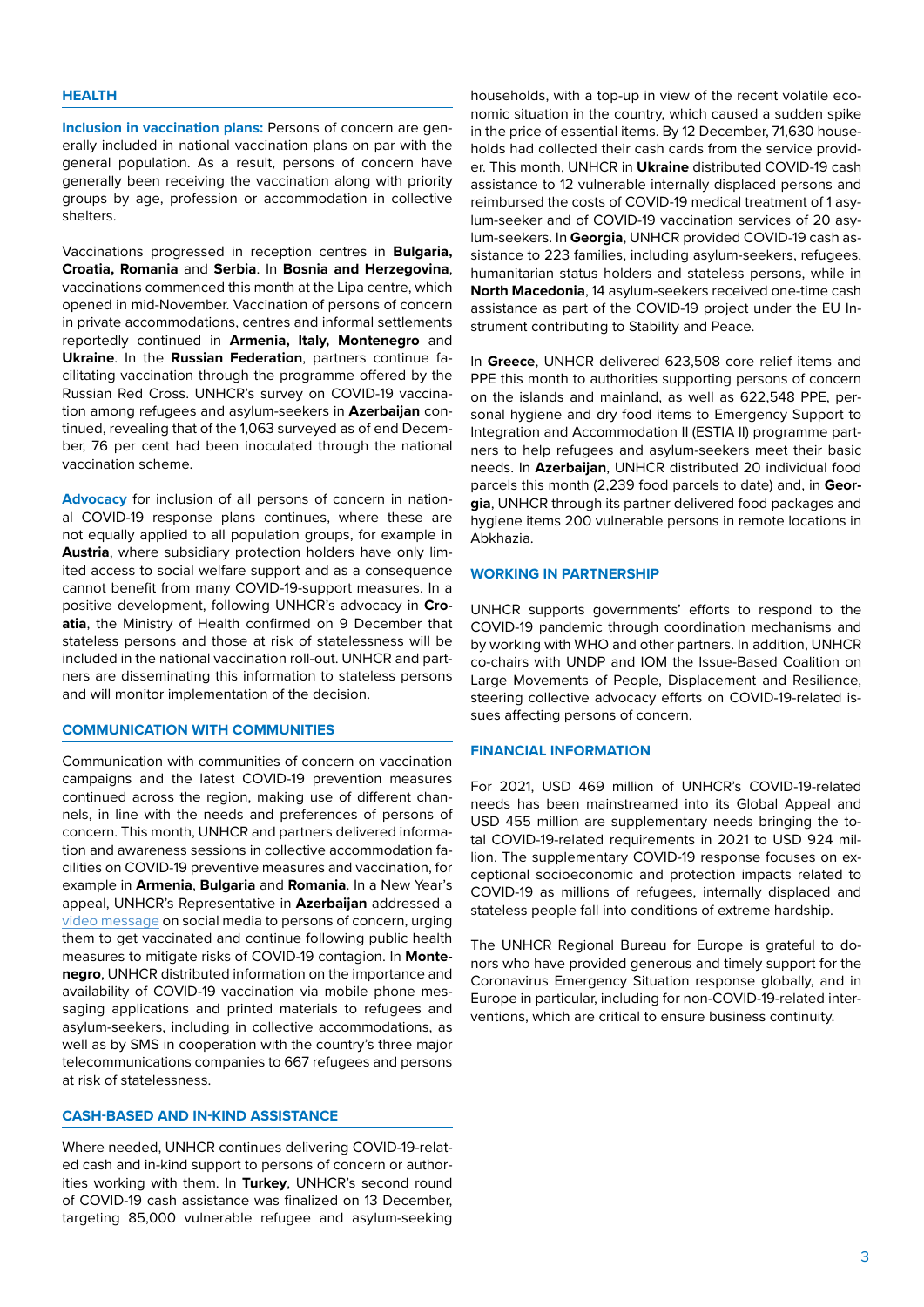## HEALTH

**Inclusion in vaccination plans:** Persons of concern are generally included in national vaccination plans on par with the general population. As a result, persons of concern have generally been receiving the vaccination along with priority groups by age, profession or accommodation in collective shelters.

Vaccinations progressed in reception centres in **Bulgaria, Croatia, Romania** and **Serbia**. In **Bosnia and Herzegovina**, vaccinations commenced this month at the Lipa centre, which opened in mid-November. Vaccination of persons of concern in private accommodations, centres and informal settlements reportedly continued in **Armenia, Italy, Montenegro** and **Ukraine**. In the **Russian Federation**, partners continue facilitating vaccination through the programme offered by the Russian Red Cross. UNHCR's survey on COVID-19 vaccination among refugees and asylum-seekers in **Azerbaijan** continued, revealing that of the 1,063 surveyed as of end December, 76 per cent had been inoculated through the national vaccination scheme.

**Advocacy** for inclusion of all persons of concern in national COVID-19 response plans continues, where these are not equally applied to all population groups, for example in **Austria**, where subsidiary protection holders have only limited access to social welfare support and as a consequence cannot benefit from many COVID-19-support measures. In a positive development, following UNHCR's advocacy in **Croatia**, the Ministry of Health confirmed on 9 December that stateless persons and those at risk of statelessness will be included in the national vaccination roll-out. UNHCR and partners are disseminating this information to stateless persons and will monitor implementation of the decision.

## COMMUNICATION WITH COMMUNITIES

Communication with communities of concern on vaccination campaigns and the latest COVID-19 prevention measures continued across the region, making use of different channels, in line with the needs and preferences of persons of concern. This month, UNHCR and partners delivered information and awareness sessions in collective accommodation facilities on COVID-19 preventive measures and vaccination, for example in **Armenia**, **Bulgaria** and **Romania**. In a New Year's appeal, UNHCR's Representative in **Azerbaijan** addressed a video message on social media to persons of concern, urging them to get vaccinated and continue following public health measures to mitigate risks of COVID-19 contagion. In **Montenegro**, UNHCR distributed information on the importance and availability of COVID-19 vaccination via mobile phone messaging applications and printed materials to refugees and asylum-seekers, including in collective accommodations, as well as by SMS in cooperation with the country's three major telecommunications companies to 667 refugees and persons at risk of statelessness.

## CASH-BASED AND IN-KIND ASSISTANCE

Where needed, UNHCR continues delivering COVID-19-related cash and in-kind support to persons of concern or authorities working with them. In **Turkey**, UNHCR's second round of COVID-19 cash assistance was finalized on 13 December, targeting 85,000 vulnerable refugee and asylum-seeking households, with a top-up in view of the recent volatile economic situation in the country, which caused a sudden spike in the price of essential items. By 12 December, 71,630 households had collected their cash cards from the service provider. This month, UNHCR in **Ukraine** distributed COVID-19 cash assistance to 12 vulnerable internally displaced persons and reimbursed the costs of COVID-19 medical treatment of 1 asylum-seeker and of COVID-19 vaccination services of 20 asylum-seekers. In **Georgia**, UNHCR provided COVID-19 cash assistance to 223 families, including asylum-seekers, refugees, humanitarian status holders and stateless persons, while in **North Macedonia**, 14 asylum-seekers received one-time cash assistance as part of the COVID-19 project under the EU Instrument contributing to Stability and Peace.

In **Greece**, UNHCR delivered 623,508 core relief items and PPE this month to authorities supporting persons of concern on the islands and mainland, as well as 622,548 PPE, personal hygiene and dry food items to Emergency Support to Integration and Accommodation II (ESTIA II) programme partners to help refugees and asylum-seekers meet their basic needs. In **Azerbaijan**, UNHCR distributed 20 individual food parcels this month (2,239 food parcels to date) and, in **Georgia**, UNHCR through its partner delivered food packages and hygiene items 200 vulnerable persons in remote locations in Abkhazia.

## WORKING IN PARTNERSHIP

UNHCR supports governments' efforts to respond to the COVID-19 pandemic through coordination mechanisms and by working with WHO and other partners. In addition, UNHCR co-chairs with UNDP and IOM the Issue-Based Coalition on Large Movements of People, Displacement and Resilience, steering collective advocacy efforts on COVID-19-related issues affecting persons of concern.

## FINANCIAL INFORMATION

For 2021, USD 469 million of UNHCR's COVID-19-related needs has been mainstreamed into its Global Appeal and USD 455 million are supplementary needs bringing the total COVID-19-related requirements in 2021 to USD 924 million. The supplementary COVID-19 response focuses on exceptional socioeconomic and protection impacts related to COVID-19 as millions of refugees, internally displaced and stateless people fall into conditions of extreme hardship.

The UNHCR Regional Bureau for Europe is grateful to donors who have provided generous and timely support for the Coronavirus Emergency Situation response globally, and in Europe in particular, including for non-COVID-19-related interventions, which are critical to ensure business continuity.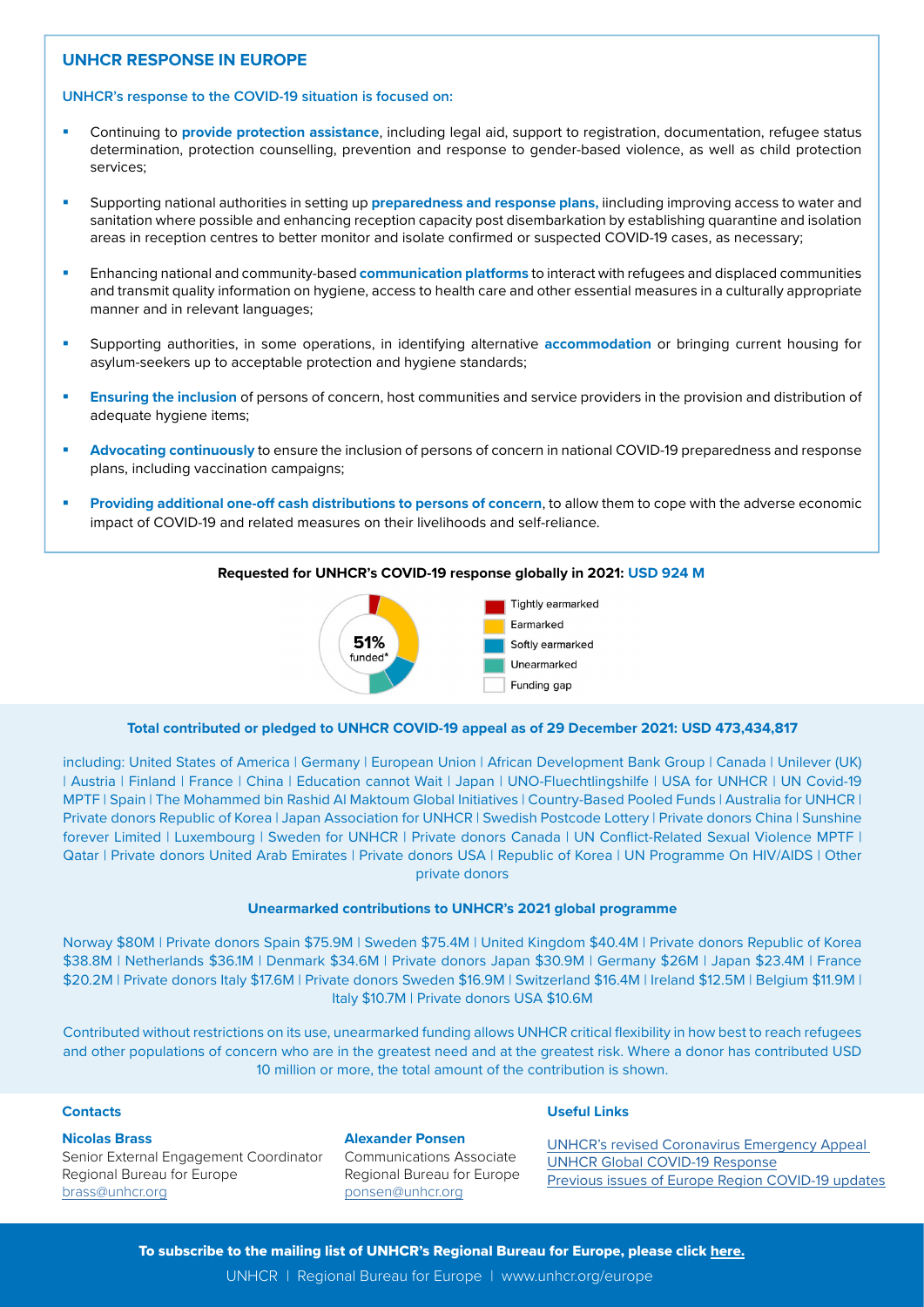## UNHCR RESPONSE IN EUROPE

**UNHCR's response to the COVID-19 situation is focused on:**

- Continuing to **provide protection assistance**, including legal aid, support to registration, documentation, refugee status determination, protection counselling, prevention and response to gender-based violence, as well as child protection services;
- Supporting national authorities in setting up **preparedness and response plans,** iincluding improving access to water and sanitation where possible and enhancing reception capacity post disembarkation by establishing quarantine and isolation areas in reception centres to better monitor and isolate confirmed or suspected COVID-19 cases, as necessary;
- Enhancing national and community-based **communication platforms** to interact with refugees and displaced communities and transmit quality information on hygiene, access to health care and other essential measures in a culturally appropriate manner and in relevant languages;
- Supporting authorities, in some operations, in identifying alternative **accommodation** or bringing current housing for asylum-seekers up to acceptable protection and hygiene standards;
- **Ensuring the inclusion** of persons of concern, host communities and service providers in the provision and distribution of adequate hygiene items;
- **Advocating continuously** to ensure the inclusion of persons of concern in national COVID-19 preparedness and response plans, including vaccination campaigns;
- **Providing additional one-off cash distributions to persons of concern**, to allow them to cope with the adverse economic impact of COVID-19 and related measures on their livelihoods and self-reliance.

**Requested for UNHCR's COVID-19 response globally in 2021: USD 924 M**

51%
funded*

Tightly earmarked
Earmarked
Softly earmarked
Unearmarked
Funding gap

**Total contributed or pledged to UNHCR COVID-19 appeal as of 29 December 2021: USD 473,434,817**

including: United States of America | Germany | European Union | African Development Bank Group | Canada | Unilever (UK) | Austria | Finland | France | China | Education cannot Wait | Japan | UNO-Fluechtlingshilfe | USA for UNHCR | UN Covid-19 MPTF | Spain | The Mohammed bin Rashid Al Maktoum Global Initiatives | Country-Based Pooled Funds | Australia for UNHCR | Private donors Republic of Korea | Japan Association for UNHCR | Swedish Postcode Lottery | Private donors China | Sunshine forever Limited | Luxembourg | Sweden for UNHCR | Private donors Canada | UN Conflict-Related Sexual Violence MPTF | Qatar | Private donors United Arab Emirates | Private donors USA | Republic of Korea | UN Programme On HIV/AIDS | Other private donors

**Unearmarked contributions to UNHCR's 2021 global programme**

Norway $80M | Private donors Spain $75.9M | Sweden $75.4M | United Kingdom $40.4M | Private donors Republic of Korea $38.8M | Netherlands $36.1M | Denmark $34.6M | Private donors Japan $30.9M | Germany $26M | Japan $23.4M | France $20.2M | Private donors Italy $17.6M | Private donors Sweden $16.9M | Switzerland $16.4M | Ireland $12.5M | Belgium $11.9M | Italy $10.7M | Private donors USA $10.6M

Contributed without restrictions on its use, unearmarked funding allows UNHCR critical flexibility in how best to reach refugees and other populations of concern who are in the greatest need and at the greatest risk. Where a donor has contributed USD 10 million or more, the total amount of the contribution is shown.

**Contacts**

**Nicolas Brass**
Senior External Engagement Coordinator
Regional Bureau for Europe
brass@unhcr.org

**Alexander Ponsen**
Communications Associate
Regional Bureau for Europe
ponsen@unhcr.org

**Useful Links**

UNHCR's revised Coronavirus Emergency Appeal
UNHCR Global COVID-19 Response
Previous issues of Europe Region COVID-19 updates

**To subscribe to the mailing list of UNHCR's Regional Bureau for Europe, please click here.**

UNHCR | Regional Bureau for Europe | www.unhcr.org/europe